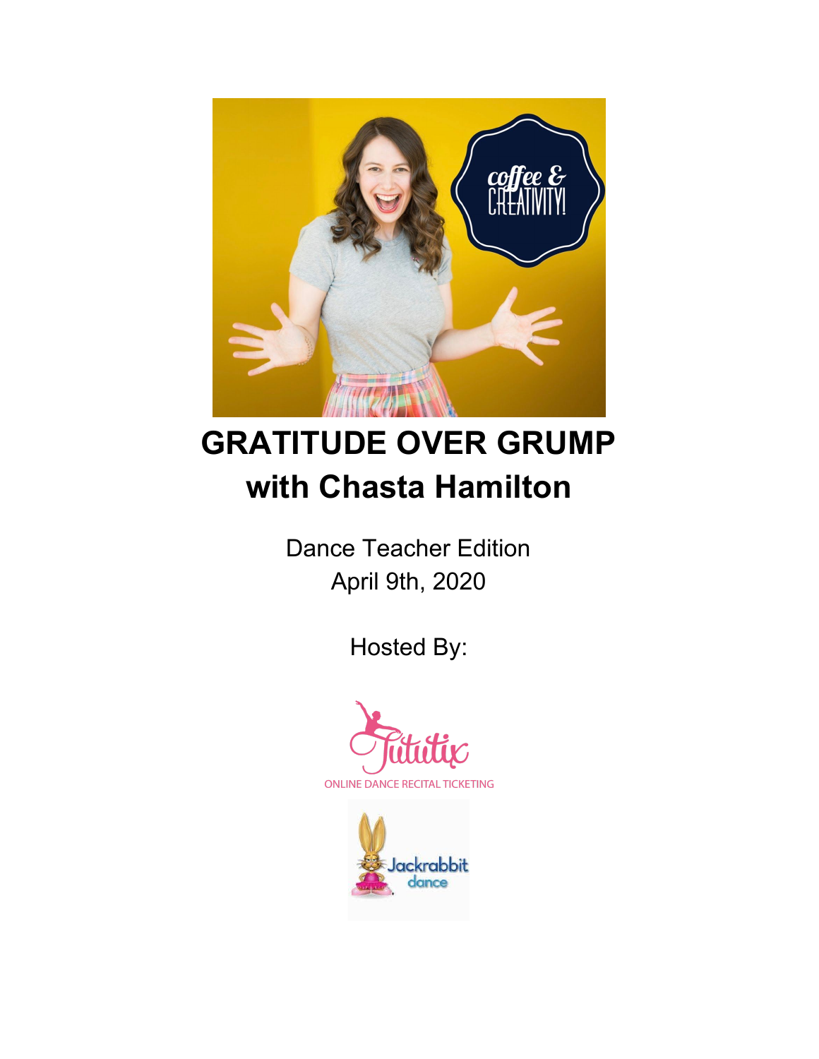# GRATITUDE OVER GRUMP with Chasta Hamilton

Dance Teacher Edition
April 9th, 2020

Hosted By: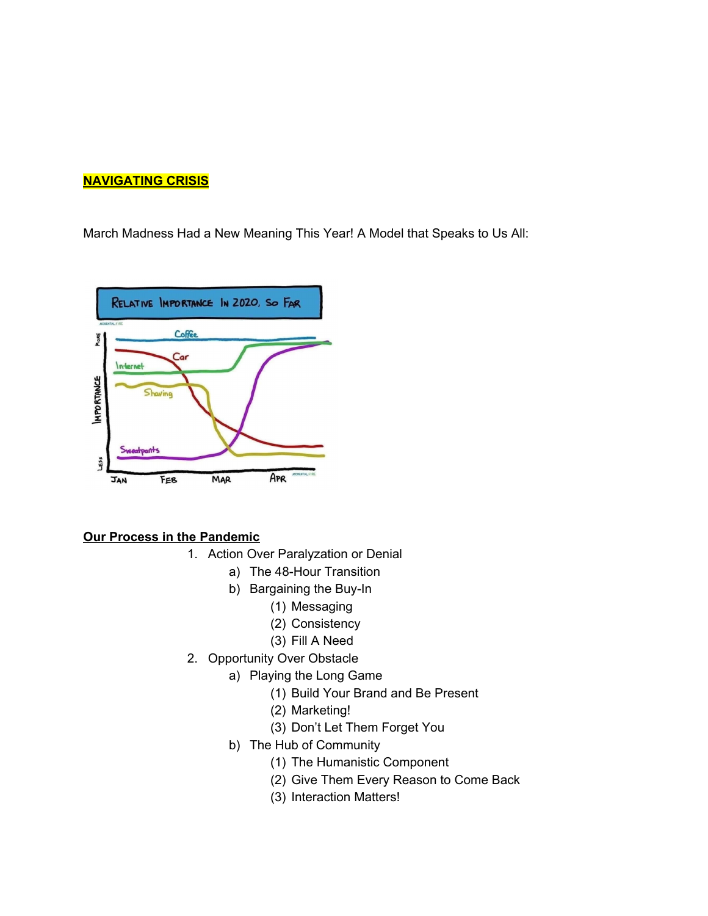**NAVIGATING CRISIS**

March Madness Had a New Meaning This Year! A Model that Speaks to Us All:

**Our Process in the Pandemic**

1. Action Over Paralyzation or Denial
    a) The 48-Hour Transition
    b) Bargaining the Buy-In
        (1) Messaging
        (2) Consistency
        (3) Fill A Need
2. Opportunity Over Obstacle
    a) Playing the Long Game
        (1) Build Your Brand and Be Present
        (2) Marketing!
        (3) Don't Let Them Forget You
    b) The Hub of Community
        (1) The Humanistic Component
        (2) Give Them Every Reason to Come Back
        (3) Interaction Matters!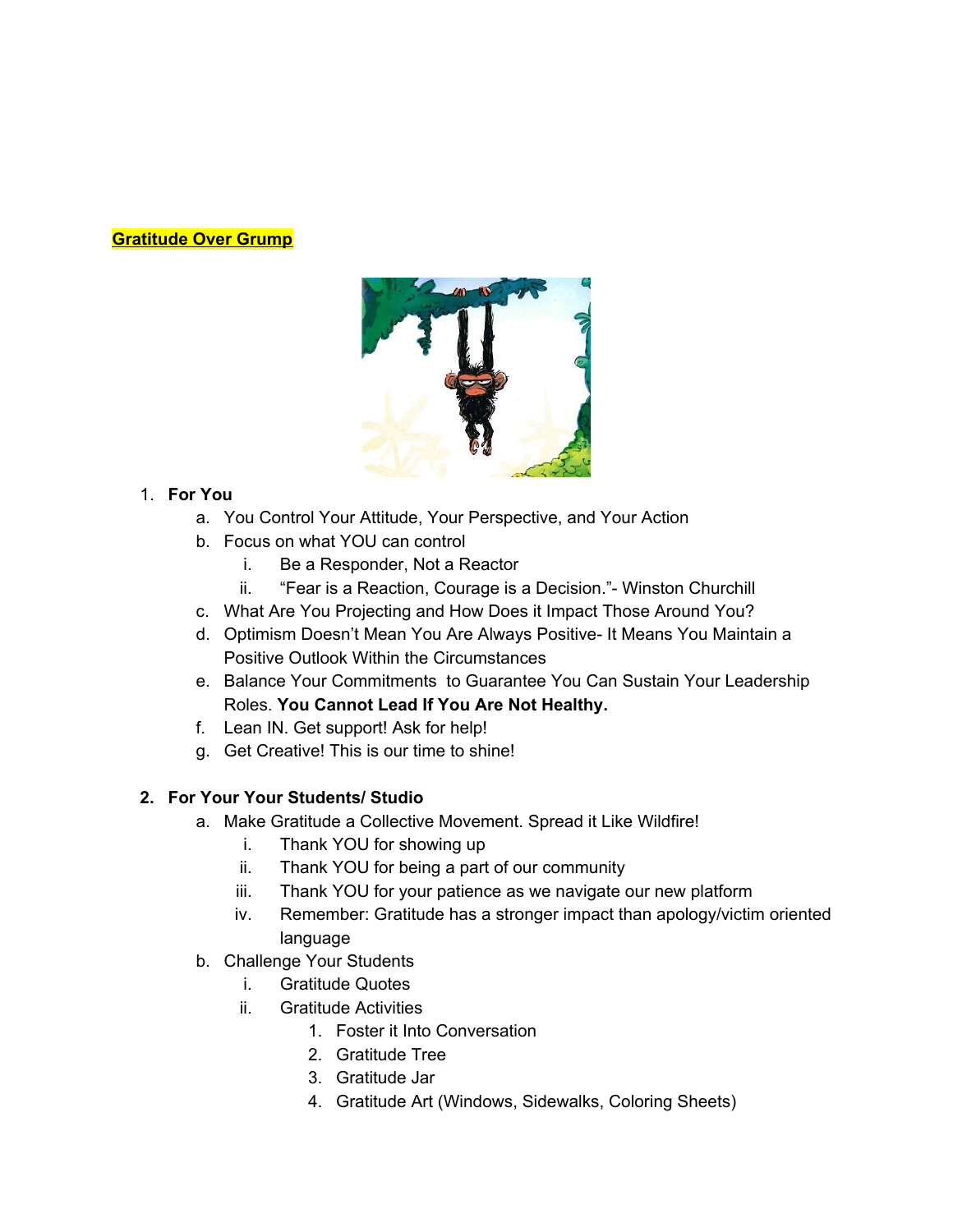**Gratitude Over Grump**

1. **For You**
   a. You Control Your Attitude, Your Perspective, and Your Action
   b. Focus on what YOU can control
      i. Be a Responder, Not a Reactor
      ii. "Fear is a Reaction, Courage is a Decision."- Winston Churchill
   c. What Are You Projecting and How Does it Impact Those Around You?
   d. Optimism Doesn't Mean You Are Always Positive- It Means You Maintain a Positive Outlook Within the Circumstances
   e. Balance Your Commitments to Guarantee You Can Sustain Your Leadership Roles. **You Cannot Lead If You Are Not Healthy.**
   f. Lean IN. Get support! Ask for help!
   g. Get Creative! This is our time to shine!

2. **For Your Your Students/ Studio**
   a. Make Gratitude a Collective Movement. Spread it Like Wildfire!
      i. Thank YOU for showing up
      ii. Thank YOU for being a part of our community
      iii. Thank YOU for your patience as we navigate our new platform
      iv. Remember: Gratitude has a stronger impact than apology/victim oriented language
   b. Challenge Your Students
      i. Gratitude Quotes
      ii. Gratitude Activities
         1. Foster it Into Conversation
         2. Gratitude Tree
         3. Gratitude Jar
         4. Gratitude Art (Windows, Sidewalks, Coloring Sheets)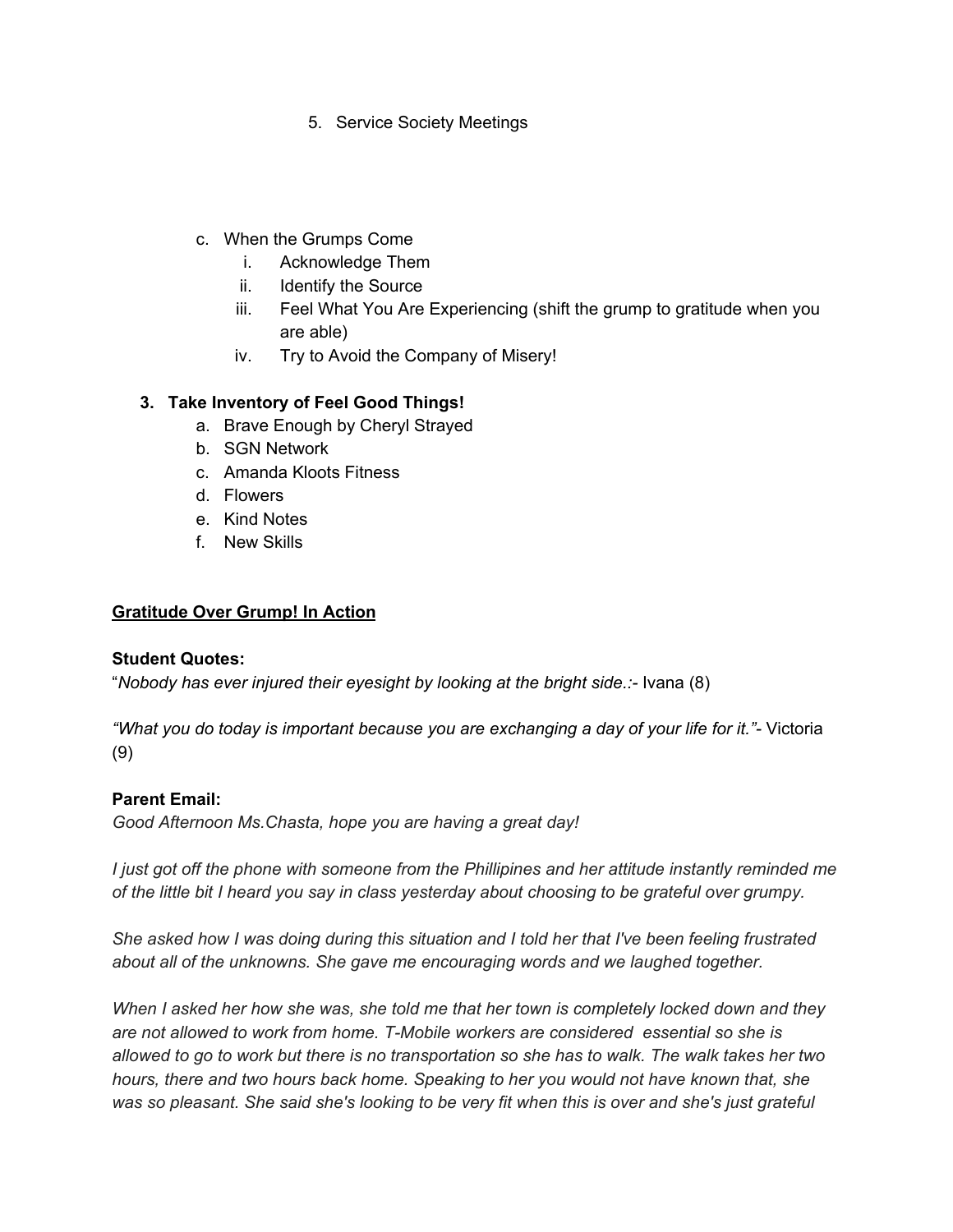5. Service Society Meetings

c. When the Grumps Come
    i. Acknowledge Them
    ii. Identify the Source
    iii. Feel What You Are Experiencing (shift the grump to gratitude when you are able)
    iv. Try to Avoid the Company of Misery!

**3. Take Inventory of Feel Good Things!**

a. Brave Enough by Cheryl Strayed
b. SGN Network
c. Amanda Kloots Fitness
d. Flowers
e. Kind Notes
f. New Skills

**<u>Gratitude Over Grump! In Action</u>**

**Student Quotes:**

"*Nobody has ever injured their eyesight by looking at the bright side.:*- Ivana (8)

*"What you do today is important because you are exchanging a day of your life for it."*- Victoria (9)

**Parent Email:**

*Good Afternoon Ms.Chasta, hope you are having a great day!*

*I just got off the phone with someone from the Phillipines and her attitude instantly reminded me of the little bit I heard you say in class yesterday about choosing to be grateful over grumpy.*

*She asked how I was doing during this situation and I told her that I've been feeling frustrated about all of the unknowns. She gave me encouraging words and we laughed together.*

*When I asked her how she was, she told me that her town is completely locked down and they are not allowed to work from home. T-Mobile workers are considered essential so she is allowed to go to work but there is no transportation so she has to walk. The walk takes her two hours, there and two hours back home. Speaking to her you would not have known that, she was so pleasant. She said she's looking to be very fit when this is over and she's just grateful*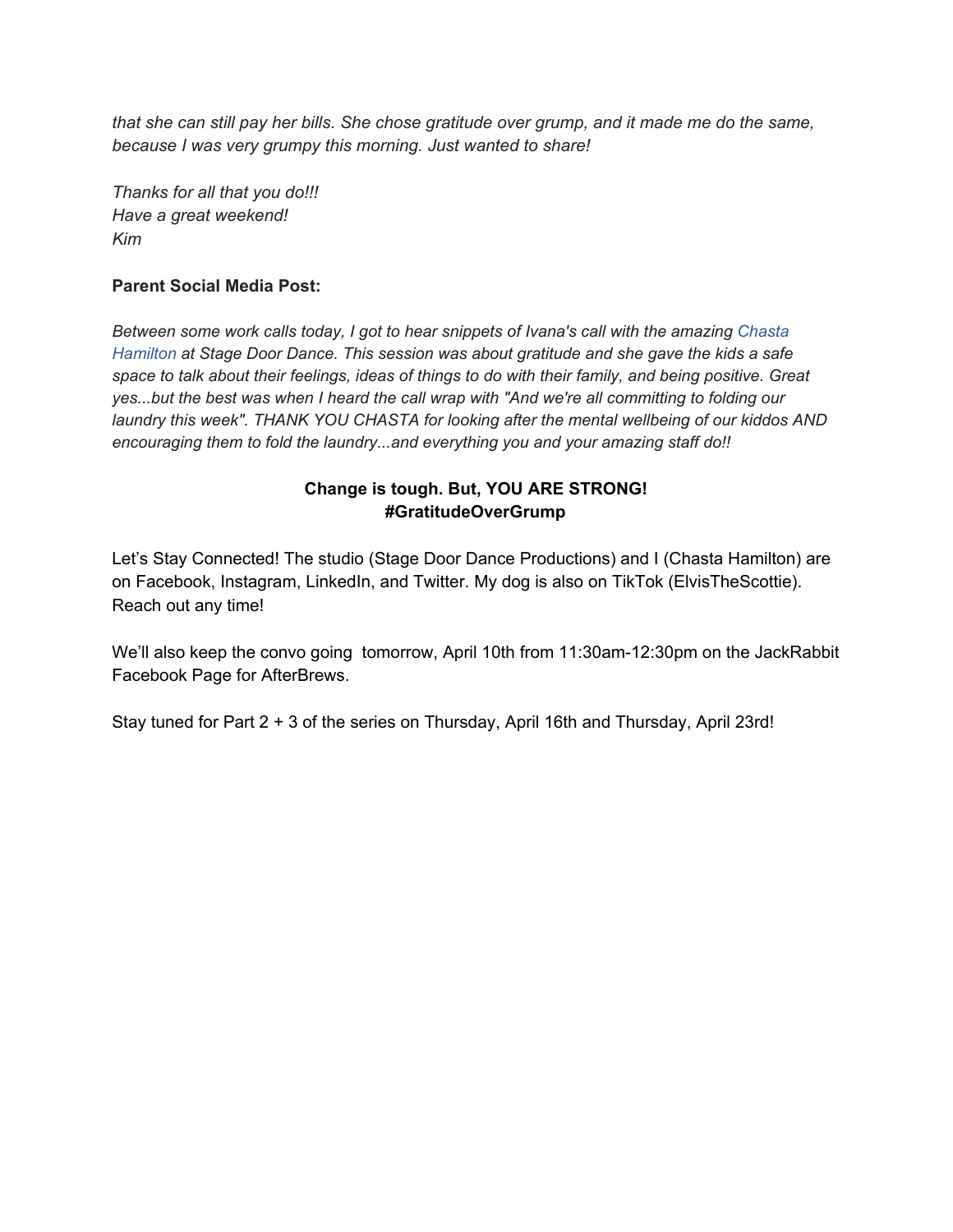*that she can still pay her bills. She chose gratitude over grump, and it made me do the same, because I was very grumpy this morning. Just wanted to share!*

*Thanks for all that you do!!!*
*Have a great weekend!*
*Kim*

**Parent Social Media Post:**

*Between some work calls today, I got to hear snippets of Ivana's call with the amazing Chasta Hamilton at Stage Door Dance. This session was about gratitude and she gave the kids a safe space to talk about their feelings, ideas of things to do with their family, and being positive. Great yes...but the best was when I heard the call wrap with "And we're all committing to folding our laundry this week". THANK YOU CHASTA for looking after the mental wellbeing of our kiddos AND encouraging them to fold the laundry...and everything you and your amazing staff do!!*

**Change is tough. But, YOU ARE STRONG!**
**#GratitudeOverGrump**

Let's Stay Connected! The studio (Stage Door Dance Productions) and I (Chasta Hamilton) are on Facebook, Instagram, LinkedIn, and Twitter. My dog is also on TikTok (ElvisTheScottie). Reach out any time!

We'll also keep the convo going tomorrow, April 10th from 11:30am-12:30pm on the JackRabbit Facebook Page for AfterBrews.

Stay tuned for Part 2 + 3 of the series on Thursday, April 16th and Thursday, April 23rd!